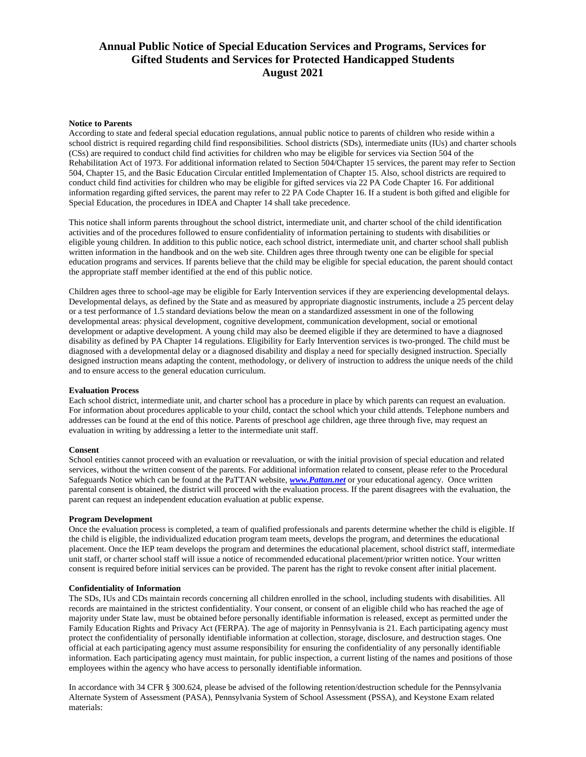# Annual Public Notice of Special Education Services and Programs, Services for Gifted Students and Services for Protected Handicapped Students
## August 2021

**Notice to Parents**

According to state and federal special education regulations, annual public notice to parents of children who reside within a school district is required regarding child find responsibilities. School districts (SDs), intermediate units (IUs) and charter schools (CSs) are required to conduct child find activities for children who may be eligible for services via Section 504 of the Rehabilitation Act of 1973. For additional information related to Section 504/Chapter 15 services, the parent may refer to Section 504, Chapter 15, and the Basic Education Circular entitled Implementation of Chapter 15. Also, school districts are required to conduct child find activities for children who may be eligible for gifted services via 22 PA Code Chapter 16. For additional information regarding gifted services, the parent may refer to 22 PA Code Chapter 16. If a student is both gifted and eligible for Special Education, the procedures in IDEA and Chapter 14 shall take precedence.

This notice shall inform parents throughout the school district, intermediate unit, and charter school of the child identification activities and of the procedures followed to ensure confidentiality of information pertaining to students with disabilities or eligible young children. In addition to this public notice, each school district, intermediate unit, and charter school shall publish written information in the handbook and on the web site. Children ages three through twenty one can be eligible for special education programs and services. If parents believe that the child may be eligible for special education, the parent should contact the appropriate staff member identified at the end of this public notice.

Children ages three to school-age may be eligible for Early Intervention services if they are experiencing developmental delays. Developmental delays, as defined by the State and as measured by appropriate diagnostic instruments, include a 25 percent delay or a test performance of 1.5 standard deviations below the mean on a standardized assessment in one of the following developmental areas: physical development, cognitive development, communication development, social or emotional development or adaptive development. A young child may also be deemed eligible if they are determined to have a diagnosed disability as defined by PA Chapter 14 regulations. Eligibility for Early Intervention services is two-pronged. The child must be diagnosed with a developmental delay or a diagnosed disability and display a need for specially designed instruction. Specially designed instruction means adapting the content, methodology, or delivery of instruction to address the unique needs of the child and to ensure access to the general education curriculum.

**Evaluation Process**

Each school district, intermediate unit, and charter school has a procedure in place by which parents can request an evaluation. For information about procedures applicable to your child, contact the school which your child attends. Telephone numbers and addresses can be found at the end of this notice. Parents of preschool age children, age three through five, may request an evaluation in writing by addressing a letter to the intermediate unit staff.

**Consent**

School entities cannot proceed with an evaluation or reevaluation, or with the initial provision of special education and related services, without the written consent of the parents. For additional information related to consent, please refer to the Procedural Safeguards Notice which can be found at the PaTTAN website, ***www.Pattan.net*** or your educational agency. Once written parental consent is obtained, the district will proceed with the evaluation process. If the parent disagrees with the evaluation, the parent can request an independent education evaluation at public expense.

**Program Development**

Once the evaluation process is completed, a team of qualified professionals and parents determine whether the child is eligible. If the child is eligible, the individualized education program team meets, develops the program, and determines the educational placement. Once the IEP team develops the program and determines the educational placement, school district staff, intermediate unit staff, or charter school staff will issue a notice of recommended educational placement/prior written notice. Your written consent is required before initial services can be provided. The parent has the right to revoke consent after initial placement.

**Confidentiality of Information**

The SDs, IUs and CDs maintain records concerning all children enrolled in the school, including students with disabilities. All records are maintained in the strictest confidentiality. Your consent, or consent of an eligible child who has reached the age of majority under State law, must be obtained before personally identifiable information is released, except as permitted under the Family Education Rights and Privacy Act (FERPA). The age of majority in Pennsylvania is 21. Each participating agency must protect the confidentiality of personally identifiable information at collection, storage, disclosure, and destruction stages. One official at each participating agency must assume responsibility for ensuring the confidentiality of any personally identifiable information. Each participating agency must maintain, for public inspection, a current listing of the names and positions of those employees within the agency who have access to personally identifiable information.

In accordance with 34 CFR § 300.624, please be advised of the following retention/destruction schedule for the Pennsylvania Alternate System of Assessment (PASA), Pennsylvania System of School Assessment (PSSA), and Keystone Exam related materials: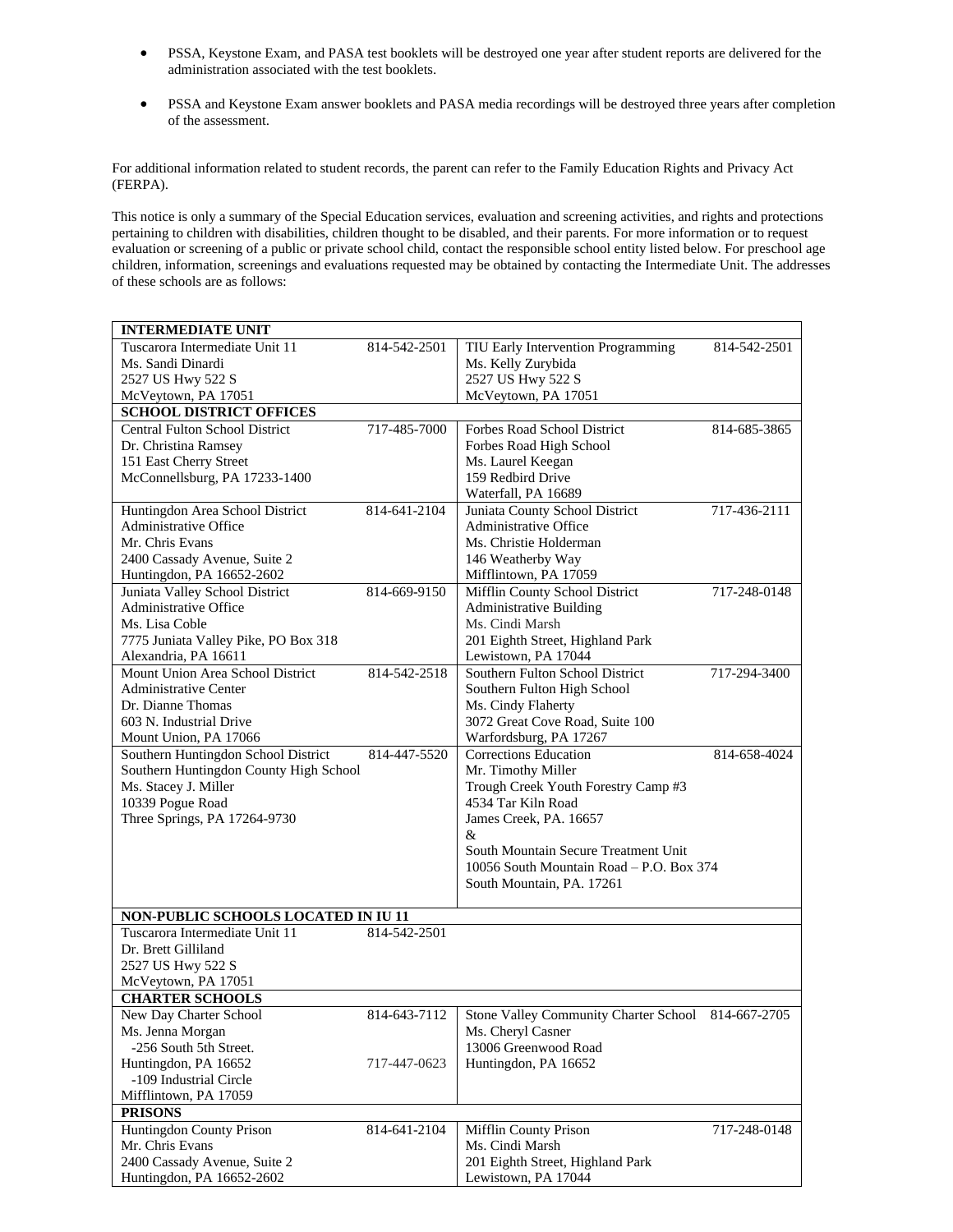- PSSA, Keystone Exam, and PASA test booklets will be destroyed one year after student reports are delivered for the administration associated with the test booklets.

- PSSA and Keystone Exam answer booklets and PASA media recordings will be destroyed three years after completion of the assessment.

For additional information related to student records, the parent can refer to the Family Education Rights and Privacy Act (FERPA).

This notice is only a summary of the Special Education services, evaluation and screening activities, and rights and protections pertaining to children with disabilities, children thought to be disabled, and their parents. For more information or to request evaluation or screening of a public or private school child, contact the responsible school entity listed below. For preschool age children, information, screenings and evaluations requested may be obtained by contacting the Intermediate Unit. The addresses of these schools are as follows:

| **INTERMEDIATE UNIT** | | | |
|---|---|---|---|
| Tuscarora Intermediate Unit 11<br>Ms. Sandi Dinardi<br>2527 US Hwy 522 S<br>McVeytown, PA 17051 | 814-542-2501 | TIU Early Intervention Programming<br>Ms. Kelly Zurybida<br>2527 US Hwy 522 S<br>McVeytown, PA 17051 | 814-542-2501 |
| **SCHOOL DISTRICT OFFICES** | | | |
| Central Fulton School District<br>Dr. Christina Ramsey<br>151 East Cherry Street<br>McConnellsburg, PA 17233-1400 | 717-485-7000 | Forbes Road School District<br>Forbes Road High School<br>Ms. Laurel Keegan<br>159 Redbird Drive<br>Waterfall, PA 16689 | 814-685-3865 |
| Huntingdon Area School District<br>Administrative Office<br>Mr. Chris Evans<br>2400 Cassady Avenue, Suite 2<br>Huntingdon, PA 16652-2602 | 814-641-2104 | Juniata County School District<br>Administrative Office<br>Ms. Christie Holderman<br>146 Weatherby Way<br>Mifflintown, PA 17059 | 717-436-2111 |
| Juniata Valley School District<br>Administrative Office<br>Ms. Lisa Coble<br>7775 Juniata Valley Pike, PO Box 318<br>Alexandria, PA 16611 | 814-669-9150 | Mifflin County School District<br>Administrative Building<br>Ms. Cindi Marsh<br>201 Eighth Street, Highland Park<br>Lewistown, PA 17044 | 717-248-0148 |
| Mount Union Area School District<br>Administrative Center<br>Dr. Dianne Thomas<br>603 N. Industrial Drive<br>Mount Union, PA 17066 | 814-542-2518 | Southern Fulton School District<br>Southern Fulton High School<br>Ms. Cindy Flaherty<br>3072 Great Cove Road, Suite 100<br>Warfordsburg, PA 17267 | 717-294-3400 |
| Southern Huntingdon School District<br>Southern Huntingdon County High School<br>Ms. Stacey J. Miller<br>10339 Pogue Road<br>Three Springs, PA 17264-9730 | 814-447-5520 | Corrections Education<br>Mr. Timothy Miller<br>Trough Creek Youth Forestry Camp #3<br>4534 Tar Kiln Road<br>James Creek, PA. 16657<br>&<br>South Mountain Secure Treatment Unit<br>10056 South Mountain Road – P.O. Box 374<br>South Mountain, PA. 17261 | 814-658-4024 |
| **NON-PUBLIC SCHOOLS LOCATED IN IU 11** | | | |
| Tuscarora Intermediate Unit 11<br>Dr. Brett Gilliland<br>2527 US Hwy 522 S<br>McVeytown, PA 17051 | 814-542-2501 | | |
| **CHARTER SCHOOLS** | | | |
| New Day Charter School<br>Ms. Jenna Morgan<br>-256 South 5th Street.<br>Huntingdon, PA 16652<br>-109 Industrial Circle<br>Mifflintown, PA 17059 | 814-643-7112<br><br><br>717-447-0623 | Stone Valley Community Charter School<br>Ms. Cheryl Casner<br>13006 Greenwood Road<br>Huntingdon, PA 16652 | 814-667-2705 |
| **PRISONS** | | | |
| Huntingdon County Prison<br>Mr. Chris Evans<br>2400 Cassady Avenue, Suite 2<br>Huntingdon, PA 16652-2602 | 814-641-2104 | Mifflin County Prison<br>Ms. Cindi Marsh<br>201 Eighth Street, Highland Park<br>Lewistown, PA 17044 | 717-248-0148 |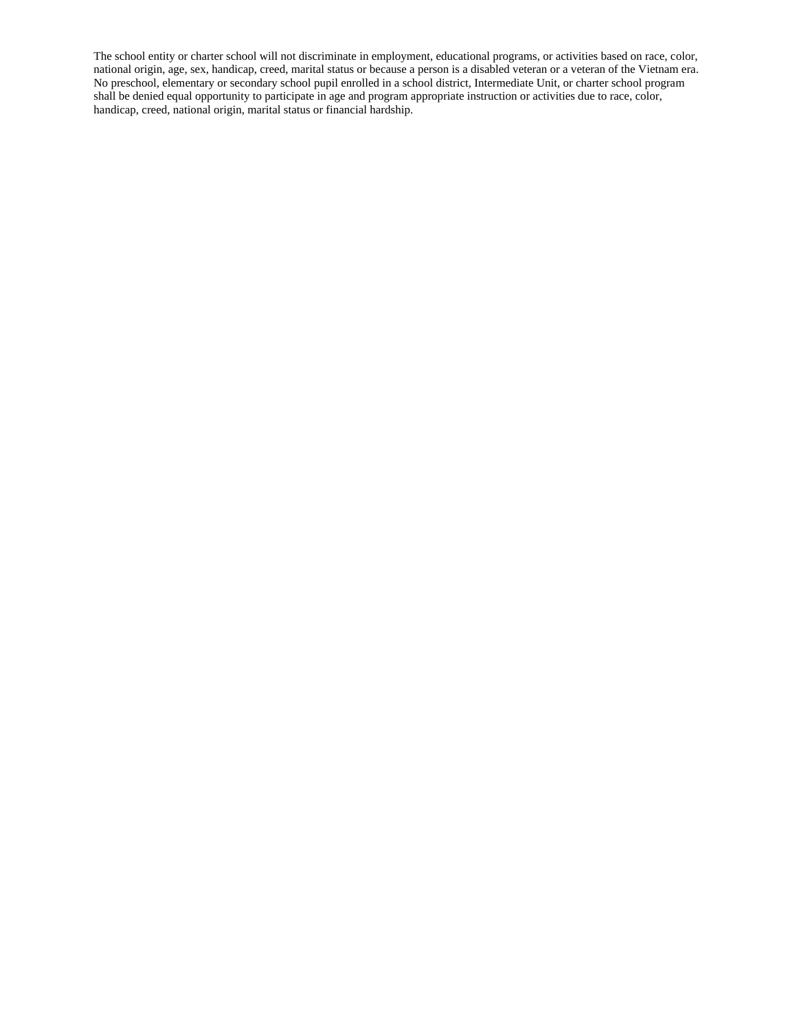The school entity or charter school will not discriminate in employment, educational programs, or activities based on race, color, national origin, age, sex, handicap, creed, marital status or because a person is a disabled veteran or a veteran of the Vietnam era. No preschool, elementary or secondary school pupil enrolled in a school district, Intermediate Unit, or charter school program shall be denied equal opportunity to participate in age and program appropriate instruction or activities due to race, color, handicap, creed, national origin, marital status or financial hardship.